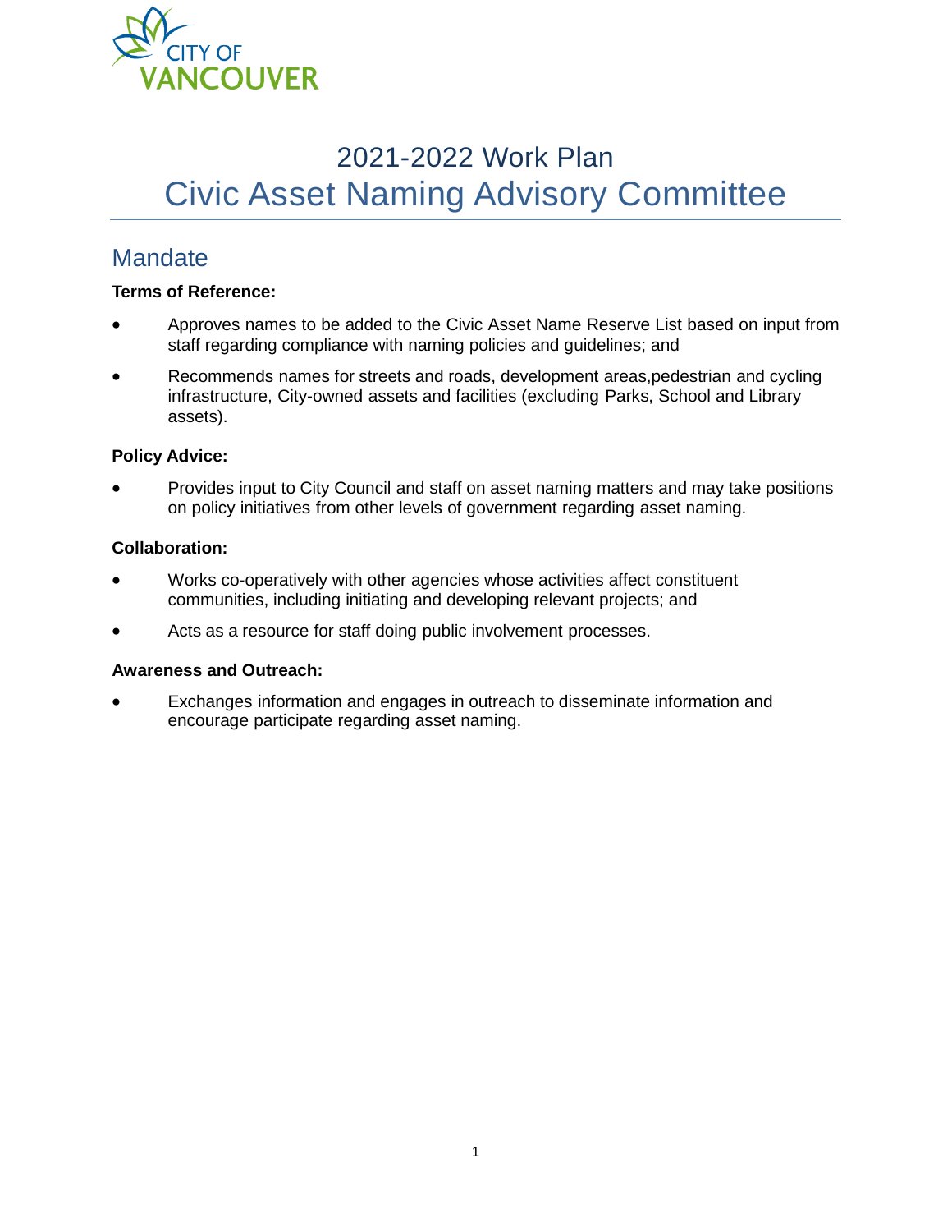# 2021-2022 Work Plan
# Civic Asset Naming Advisory Committee

## Mandate

**Terms of Reference:**

- Approves names to be added to the Civic Asset Name Reserve List based on input from staff regarding compliance with naming policies and guidelines; and
- Recommends names for streets and roads, development areas,pedestrian and cycling infrastructure, City-owned assets and facilities (excluding Parks, School and Library assets).

**Policy Advice:**

- Provides input to City Council and staff on asset naming matters and may take positions on policy initiatives from other levels of government regarding asset naming.

**Collaboration:**

- Works co-operatively with other agencies whose activities affect constituent communities, including initiating and developing relevant projects; and
- Acts as a resource for staff doing public involvement processes.

**Awareness and Outreach:**

- Exchanges information and engages in outreach to disseminate information and encourage participate regarding asset naming.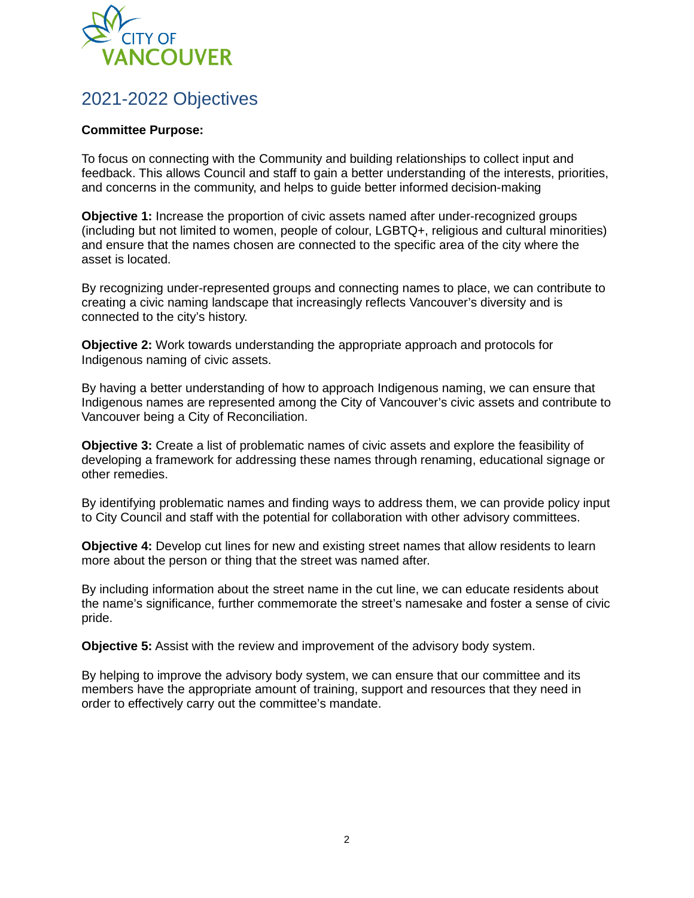# 2021-2022 Objectives

**Committee Purpose:**

To focus on connecting with the Community and building relationships to collect input and feedback. This allows Council and staff to gain a better understanding of the interests, priorities, and concerns in the community, and helps to guide better informed decision-making

**Objective 1:** Increase the proportion of civic assets named after under-recognized groups (including but not limited to women, people of colour, LGBTQ+, religious and cultural minorities) and ensure that the names chosen are connected to the specific area of the city where the asset is located.

By recognizing under-represented groups and connecting names to place, we can contribute to creating a civic naming landscape that increasingly reflects Vancouver's diversity and is connected to the city's history.

**Objective 2:** Work towards understanding the appropriate approach and protocols for Indigenous naming of civic assets.

By having a better understanding of how to approach Indigenous naming, we can ensure that Indigenous names are represented among the City of Vancouver's civic assets and contribute to Vancouver being a City of Reconciliation.

**Objective 3:** Create a list of problematic names of civic assets and explore the feasibility of developing a framework for addressing these names through renaming, educational signage or other remedies.

By identifying problematic names and finding ways to address them, we can provide policy input to City Council and staff with the potential for collaboration with other advisory committees.

**Objective 4:** Develop cut lines for new and existing street names that allow residents to learn more about the person or thing that the street was named after.

By including information about the street name in the cut line, we can educate residents about the name's significance, further commemorate the street's namesake and foster a sense of civic pride.

**Objective 5:** Assist with the review and improvement of the advisory body system.

By helping to improve the advisory body system, we can ensure that our committee and its members have the appropriate amount of training, support and resources that they need in order to effectively carry out the committee's mandate.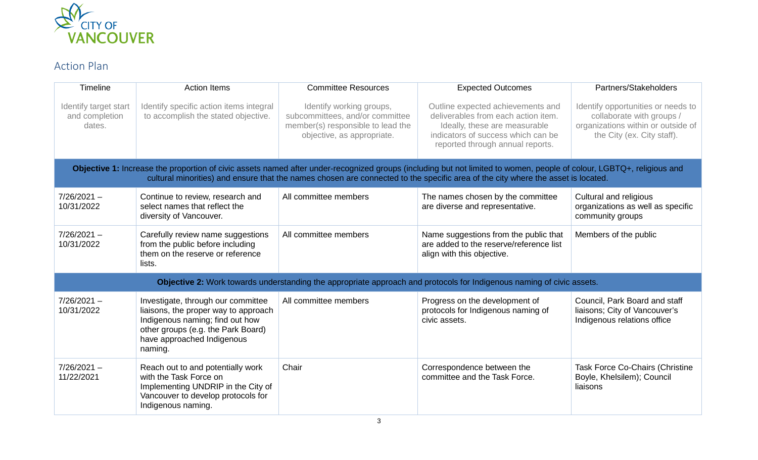## Action Plan

| Timeline | Action Items | Committee Resources | Expected Outcomes | Partners/Stakeholders |
|---|---|---|---|---|
| Identify target start and completion dates. | Identify specific action items integral to accomplish the stated objective. | Identify working groups, subcommittees, and/or committee member(s) responsible to lead the objective, as appropriate. | Outline expected achievements and deliverables from each action item. Ideally, these are measurable indicators of success which can be reported through annual reports. | Identify opportunities or needs to collaborate with groups / organizations within or outside of the City (ex. City staff). |
| **Objective 1:** Increase the proportion of civic assets named after under-recognized groups (including but not limited to women, people of colour, LGBTQ+, religious and cultural minorities) and ensure that the names chosen are connected to the specific area of the city where the asset is located. | | | | |
| 7/26/2021 – 10/31/2022 | Continue to review, research and select names that reflect the diversity of Vancouver. | All committee members | The names chosen by the committee are diverse and representative. | Cultural and religious organizations as well as specific community groups |
| 7/26/2021 – 10/31/2022 | Carefully review name suggestions from the public before including them on the reserve or reference lists. | All committee members | Name suggestions from the public that are added to the reserve/reference list align with this objective. | Members of the public |
| **Objective 2:** Work towards understanding the appropriate approach and protocols for Indigenous naming of civic assets. | | | | |
| 7/26/2021 – 10/31/2022 | Investigate, through our committee liaisons, the proper way to approach Indigenous naming; find out how other groups (e.g. the Park Board) have approached Indigenous naming. | All committee members | Progress on the development of protocols for Indigenous naming of civic assets. | Council, Park Board and staff liaisons; City of Vancouver's Indigenous relations office |
| 7/26/2021 – 11/22/2021 | Reach out to and potentially work with the Task Force on Implementing UNDRIP in the City of Vancouver to develop protocols for Indigenous naming. | Chair | Correspondence between the committee and the Task Force. | Task Force Co-Chairs (Christine Boyle, Khelsilem); Council liaisons |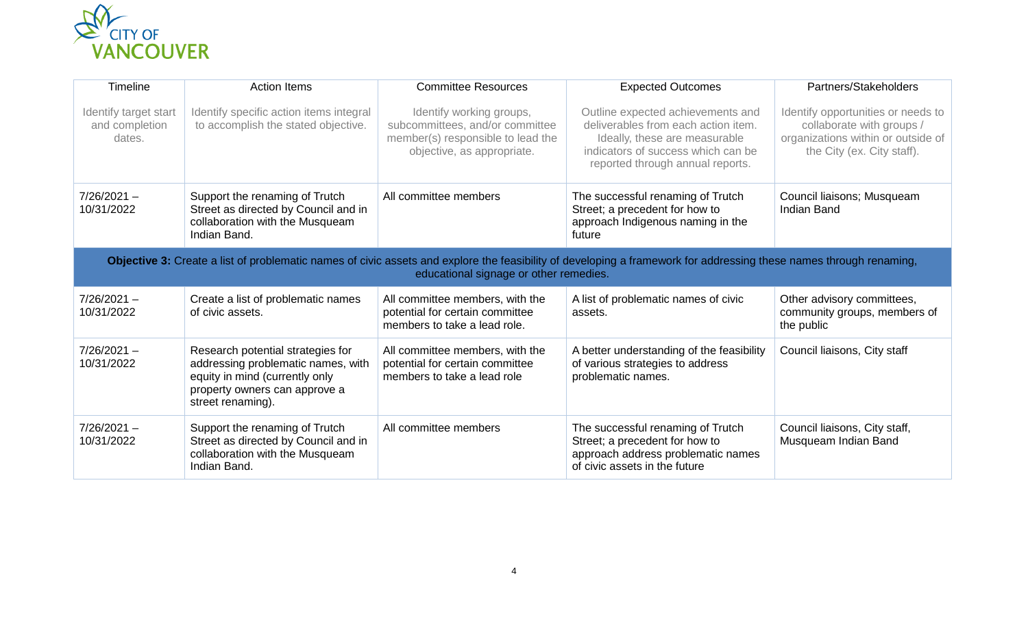| Timeline | Action Items | Committee Resources | Expected Outcomes | Partners/Stakeholders |
|---|---|---|---|---|
| Identify target start and completion dates. | Identify specific action items integral to accomplish the stated objective. | Identify working groups, subcommittees, and/or committee member(s) responsible to lead the objective, as appropriate. | Outline expected achievements and deliverables from each action item. Ideally, these are measurable indicators of success which can be reported through annual reports. | Identify opportunities or needs to collaborate with groups / organizations within or outside of the City (ex. City staff). |
| 7/26/2021 – 10/31/2022 | Support the renaming of Trutch Street as directed by Council and in collaboration with the Musqueam Indian Band. | All committee members | The successful renaming of Trutch Street; a precedent for how to approach Indigenous naming in the future | Council liaisons; Musqueam Indian Band |
| **Objective 3:** Create a list of problematic names of civic assets and explore the feasibility of developing a framework for addressing these names through renaming, educational signage or other remedies. | | | | |
| 7/26/2021 – 10/31/2022 | Create a list of problematic names of civic assets. | All committee members, with the potential for certain committee members to take a lead role. | A list of problematic names of civic assets. | Other advisory committees, community groups, members of the public |
| 7/26/2021 – 10/31/2022 | Research potential strategies for addressing problematic names, with equity in mind (currently only property owners can approve a street renaming). | All committee members, with the potential for certain committee members to take a lead role | A better understanding of the feasibility of various strategies to address problematic names. | Council liaisons, City staff |
| 7/26/2021 – 10/31/2022 | Support the renaming of Trutch Street as directed by Council and in collaboration with the Musqueam Indian Band. | All committee members | The successful renaming of Trutch Street; a precedent for how to approach address problematic names of civic assets in the future | Council liaisons, City staff, Musqueam Indian Band |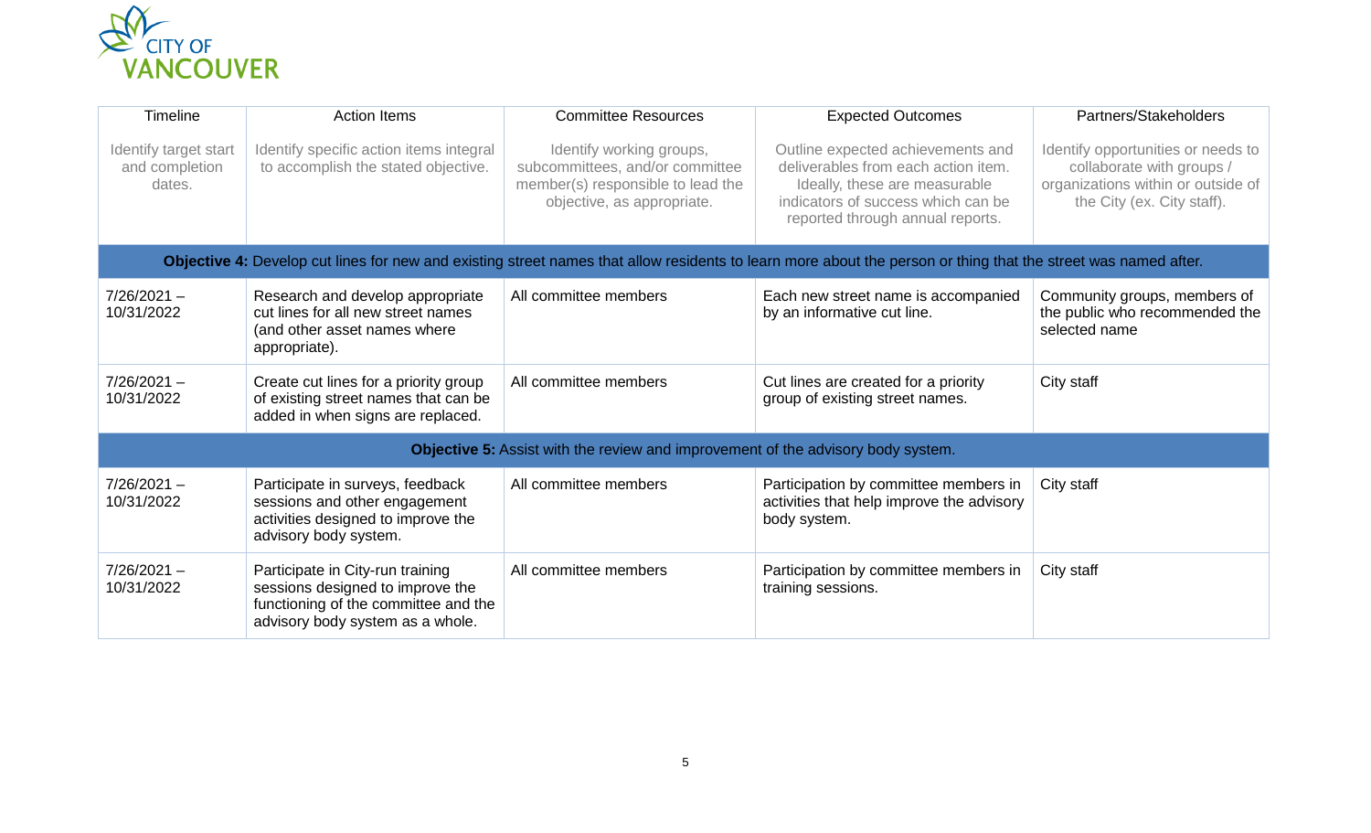| Timeline | Action Items | Committee Resources | Expected Outcomes | Partners/Stakeholders |
|---|---|---|---|---|
| Identify target start and completion dates. | Identify specific action items integral to accomplish the stated objective. | Identify working groups, subcommittees, and/or committee member(s) responsible to lead the objective, as appropriate. | Outline expected achievements and deliverables from each action item. Ideally, these are measurable indicators of success which can be reported through annual reports. | Identify opportunities or needs to collaborate with groups / organizations within or outside of the City (ex. City staff). |
| **Objective 4:** Develop cut lines for new and existing street names that allow residents to learn more about the person or thing that the street was named after. | | | | |
| 7/26/2021 – 10/31/2022 | Research and develop appropriate cut lines for all new street names (and other asset names where appropriate). | All committee members | Each new street name is accompanied by an informative cut line. | Community groups, members of the public who recommended the selected name |
| 7/26/2021 – 10/31/2022 | Create cut lines for a priority group of existing street names that can be added in when signs are replaced. | All committee members | Cut lines are created for a priority group of existing street names. | City staff |
| **Objective 5:** Assist with the review and improvement of the advisory body system. | | | | |
| 7/26/2021 – 10/31/2022 | Participate in surveys, feedback sessions and other engagement activities designed to improve the advisory body system. | All committee members | Participation by committee members in activities that help improve the advisory body system. | City staff |
| 7/26/2021 – 10/31/2022 | Participate in City-run training sessions designed to improve the functioning of the committee and the advisory body system as a whole. | All committee members | Participation by committee members in training sessions. | City staff |